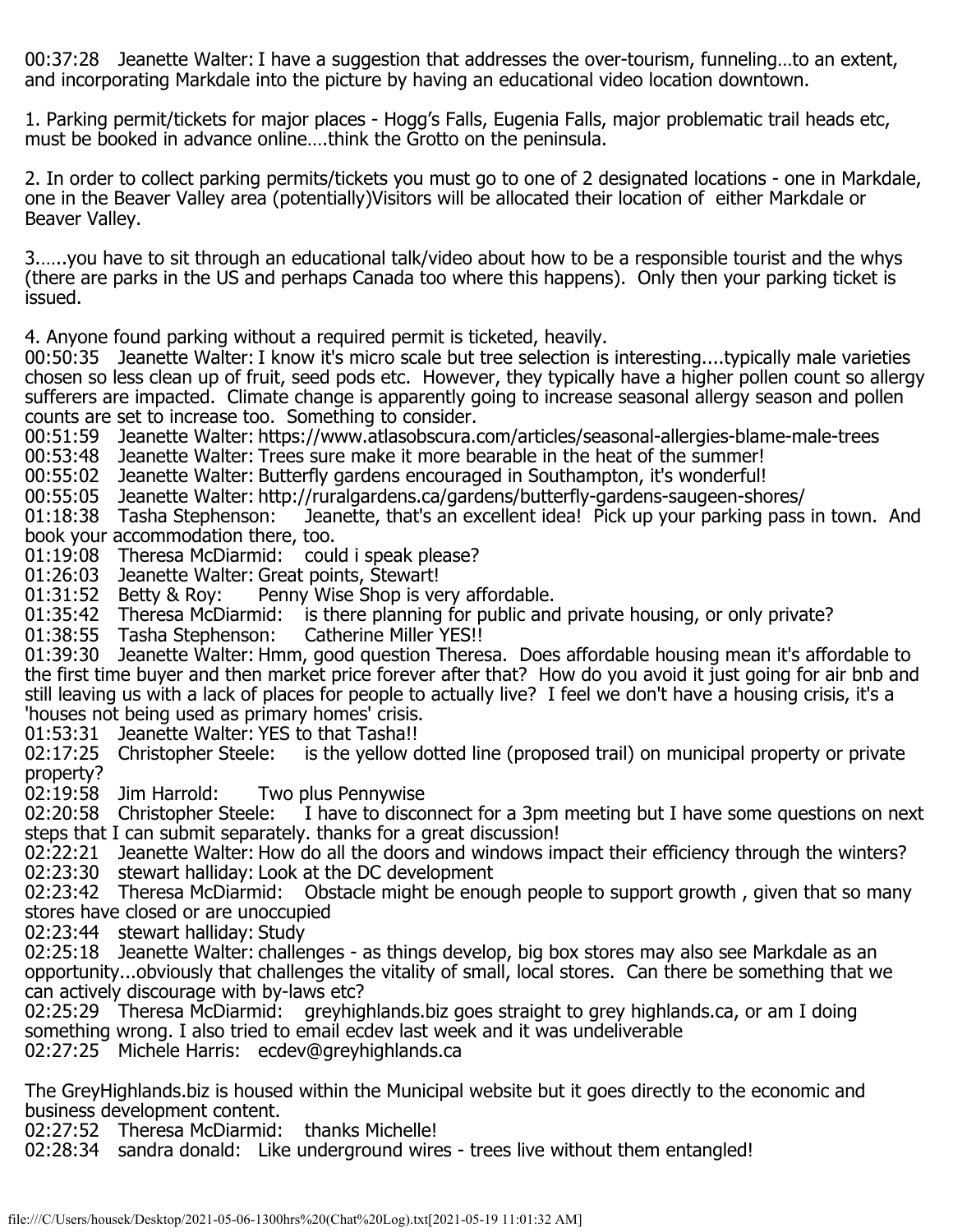00:37:28 Jeanette Walter: I have a suggestion that addresses the over-tourism, funneling…to an extent, and incorporating Markdale into the picture by having an educational video location downtown.

1. Parking permit/tickets for major places - Hogg's Falls, Eugenia Falls, major problematic trail heads etc, must be booked in advance online….think the Grotto on the peninsula.

2. In order to collect parking permits/tickets you must go to one of 2 designated locations - one in Markdale, one in the Beaver Valley area (potentially)Visitors will be allocated their location of either Markdale or Beaver Valley.

3……you have to sit through an educational talk/video about how to be a responsible tourist and the whys (there are parks in the US and perhaps Canada too where this happens). Only then your parking ticket is issued.

4. Anyone found parking without a required permit is ticketed, heavily.

00:50:35 Jeanette Walter: I know it's micro scale but tree selection is interesting....typically male varieties chosen so less clean up of fruit, seed pods etc. However, they typically have a higher pollen count so allergy sufferers are impacted. Climate change is apparently going to increase seasonal allergy season and pollen counts are set to increase too. Something to consider.

00:51:59 Jeanette Walter: https://www.atlasobscura.com/articles/seasonal-allergies-blame-male-trees

00:53:48 Jeanette Walter: Trees sure make it more bearable in the heat of the summer!

00:55:02 Jeanette Walter: Butterfly gardens encouraged in Southampton, it's wonderful!

00:55:05 Jeanette Walter: http://ruralgardens.ca/gardens/butterfly-gardens-saugeen-shores/

01:18:38 Tasha Stephenson: Jeanette, that's an excellent idea! Pick up your parking pass in town. And book your accommodation there, too.

01:19:08 Theresa McDiarmid: could i speak please?

01:26:03 Jeanette Walter: Great points, Stewart!

01:31:52 Betty & Roy: Penny Wise Shop is very affordable.

01:35:42 Theresa McDiarmid: is there planning for public and private housing, or only private?

01:38:55 Tasha Stephenson: Catherine Miller YES!!

01:39:30 Jeanette Walter: Hmm, good question Theresa. Does affordable housing mean it's affordable to the first time buyer and then market price forever after that? How do you avoid it just going for air bnb and still leaving us with a lack of places for people to actually live? I feel we don't have a housing crisis, it's a 'houses not being used as primary homes' crisis.

01:53:31 Jeanette Walter: YES to that Tasha!!

02:17:25 Christopher Steele: is the yellow dotted line (proposed trail) on municipal property or private property?

02:19:58 Jim Harrold: Two plus Pennywise

02:20:58 Christopher Steele: I have to disconnect for a 3pm meeting but I have some questions on next steps that I can submit separately. thanks for a great discussion!

02:22:21 Jeanette Walter: How do all the doors and windows impact their efficiency through the winters?

02:23:30 stewart halliday: Look at the DC development

02:23:42 Theresa McDiarmid: Obstacle might be enough people to support growth , given that so many stores have closed or are unoccupied

02:23:44 stewart halliday: Study

02:25:18 Jeanette Walter: challenges - as things develop, big box stores may also see Markdale as an opportunity...obviously that challenges the vitality of small, local stores. Can there be something that we can actively discourage with by-laws etc?

02:25:29 Theresa McDiarmid: greyhighlands.biz goes straight to grey highlands.ca, or am I doing something wrong. I also tried to email ecdev last week and it was undeliverable

02:27:25 Michele Harris: ecdev@greyhighlands.ca

The GreyHighlands.biz is housed within the Municipal website but it goes directly to the economic and business development content.

02:27:52 Theresa McDiarmid: thanks Michelle!

02:28:34 sandra donald: Like underground wires - trees live without them entangled!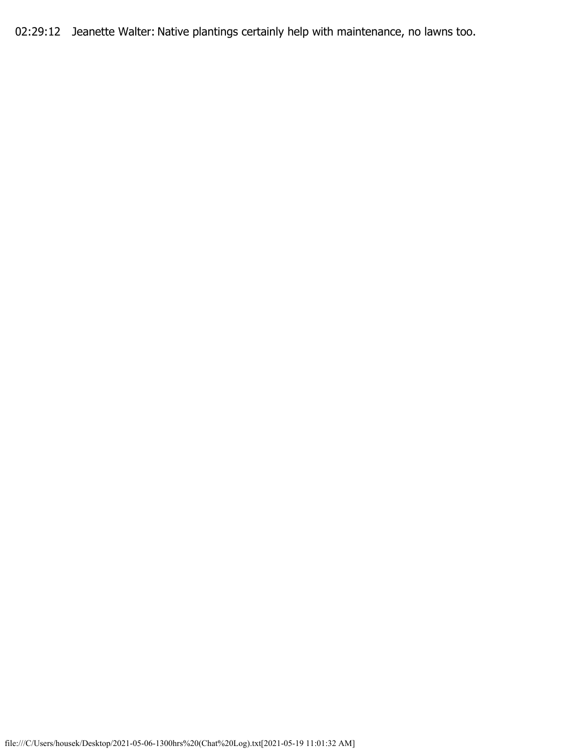02:29:12 Jeanette Walter: Native plantings certainly help with maintenance, no lawns too.